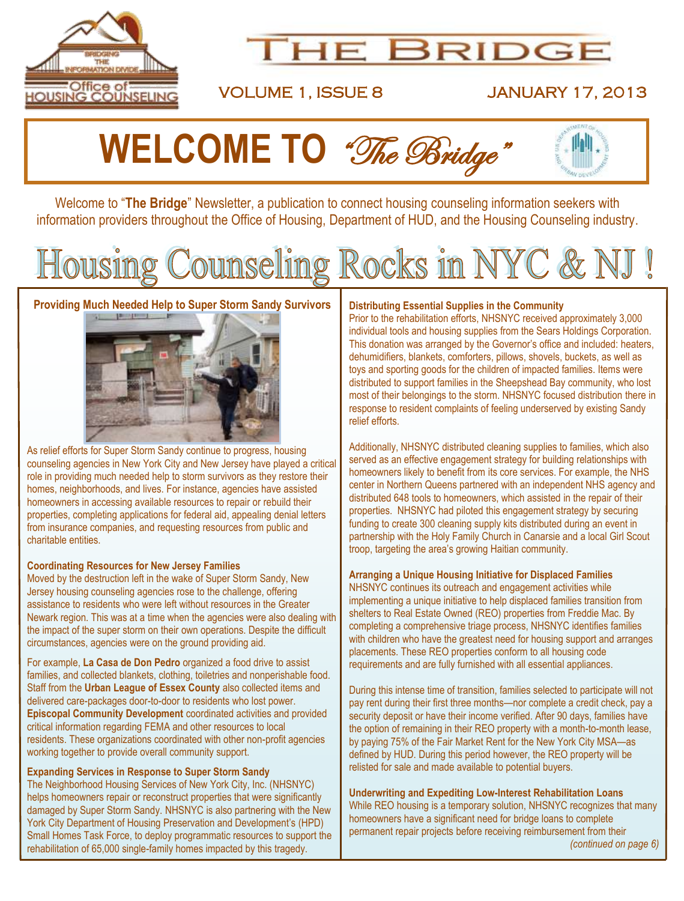# THE BRIDGE

VOLUME 1, ISSUE 8 JANUARY 17, 2013

## WELCOME TO *"The Bridge"*

Welcome to "**The Bridge**" Newsletter, a publication to connect housing counseling information seekers with information providers throughout the Office of Housing, Department of HUD, and the Housing Counseling industry.

# Housing Counseling Rocks in NYC & NJ !

### Providing Much Needed Help to Super Storm Sandy Survivors

As relief efforts for Super Storm Sandy continue to progress, housing counseling agencies in New York City and New Jersey have played a critical role in providing much needed help to storm survivors as they restore their homes, neighborhoods, and lives. For instance, agencies have assisted homeowners in accessing available resources to repair or rebuild their properties, completing applications for federal aid, appealing denial letters from insurance companies, and requesting resources from public and charitable entities.

**Coordinating Resources for New Jersey Families**

Moved by the destruction left in the wake of Super Storm Sandy, New Jersey housing counseling agencies rose to the challenge, offering assistance to residents who were left without resources in the Greater Newark region. This was at a time when the agencies were also dealing with the impact of the super storm on their own operations. Despite the difficult circumstances, agencies were on the ground providing aid.

For example, **La Casa de Don Pedro** organized a food drive to assist families, and collected blankets, clothing, toiletries and nonperishable food. Staff from the **Urban League of Essex County** also collected items and delivered care-packages door-to-door to residents who lost power. **Episcopal Community Development** coordinated activities and provided critical information regarding FEMA and other resources to local residents. These organizations coordinated with other non-profit agencies working together to provide overall community support.

**Expanding Services in Response to Super Storm Sandy**

The Neighborhood Housing Services of New York City, Inc. (NHSNYC) helps homeowners repair or reconstruct properties that were significantly damaged by Super Storm Sandy. NHSNYC is also partnering with the New York City Department of Housing Preservation and Development's (HPD) Small Homes Task Force, to deploy programmatic resources to support the rehabilitation of 65,000 single-family homes impacted by this tragedy.

**Distributing Essential Supplies in the Community**

Prior to the rehabilitation efforts, NHSNYC received approximately 3,000 individual tools and housing supplies from the Sears Holdings Corporation. This donation was arranged by the Governor's office and included: heaters, dehumidifiers, blankets, comforters, pillows, shovels, buckets, as well as toys and sporting goods for the children of impacted families. Items were distributed to support families in the Sheepshead Bay community, who lost most of their belongings to the storm. NHSNYC focused distribution there in response to resident complaints of feeling underserved by existing Sandy relief efforts.

Additionally, NHSNYC distributed cleaning supplies to families, which also served as an effective engagement strategy for building relationships with homeowners likely to benefit from its core services. For example, the NHS center in Northern Queens partnered with an independent NHS agency and distributed 648 tools to homeowners, which assisted in the repair of their properties. NHSNYC had piloted this engagement strategy by securing funding to create 300 cleaning supply kits distributed during an event in partnership with the Holy Family Church in Canarsie and a local Girl Scout troop, targeting the area's growing Haitian community.

**Arranging a Unique Housing Initiative for Displaced Families**

NHSNYC continues its outreach and engagement activities while implementing a unique initiative to help displaced families transition from shelters to Real Estate Owned (REO) properties from Freddie Mac. By completing a comprehensive triage process, NHSNYC identifies families with children who have the greatest need for housing support and arranges placements. These REO properties conform to all housing code requirements and are fully furnished with all essential appliances.

During this intense time of transition, families selected to participate will not pay rent during their first three months—nor complete a credit check, pay a security deposit or have their income verified. After 90 days, families have the option of remaining in their REO property with a month-to-month lease, by paying 75% of the Fair Market Rent for the New York City MSA—as defined by HUD. During this period however, the REO property will be relisted for sale and made available to potential buyers.

**Underwriting and Expediting Low-Interest Rehabilitation Loans**

While REO housing is a temporary solution, NHSNYC recognizes that many homeowners have a significant need for bridge loans to complete permanent repair projects before receiving reimbursement from their

*(continued on page 6)*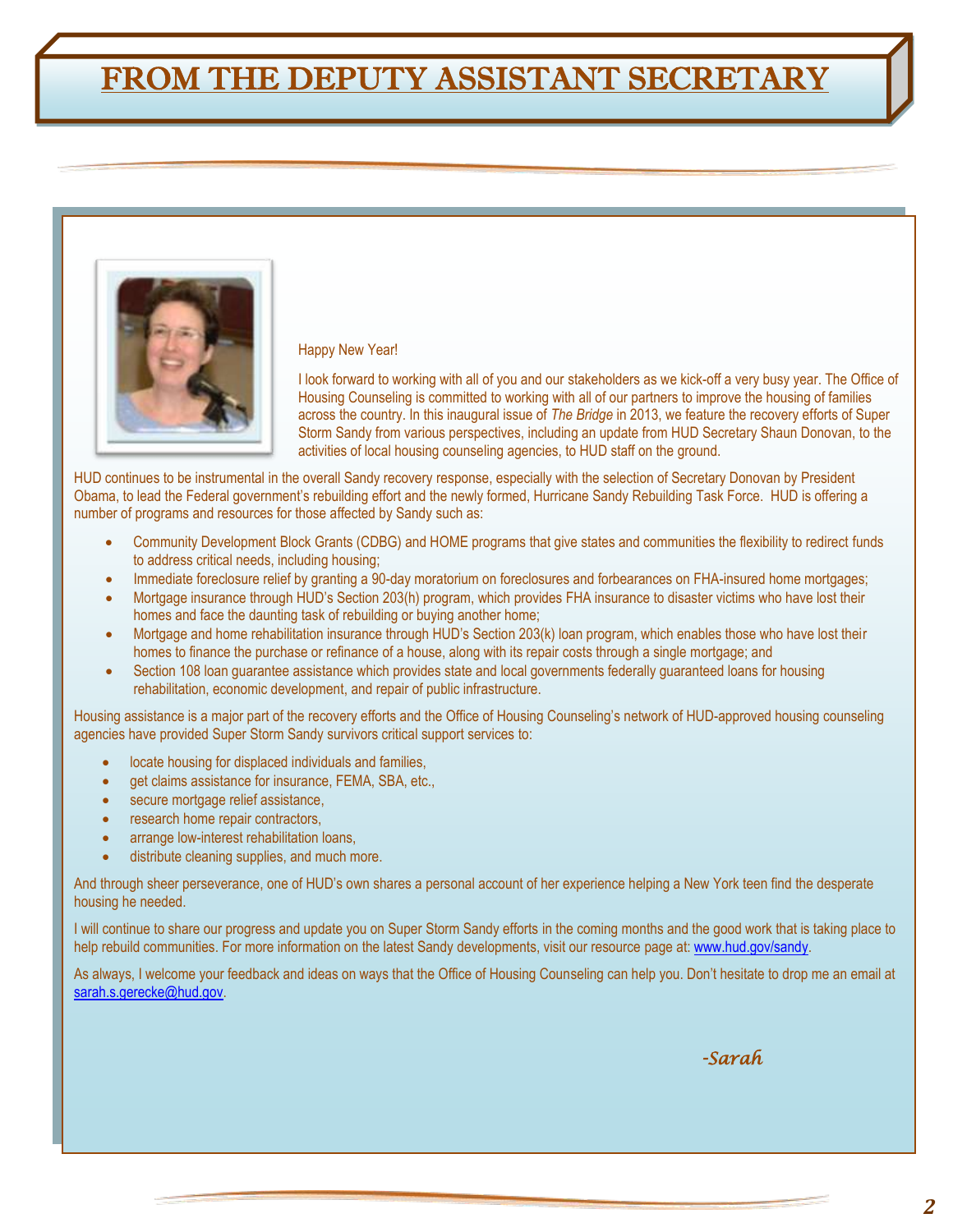# FROM THE DEPUTY ASSISTANT SECRETARY

Happy New Year!

I look forward to working with all of you and our stakeholders as we kick-off a very busy year. The Office of Housing Counseling is committed to working with all of our partners to improve the housing of families across the country. In this inaugural issue of *The Bridge* in 2013, we feature the recovery efforts of Super Storm Sandy from various perspectives, including an update from HUD Secretary Shaun Donovan, to the activities of local housing counseling agencies, to HUD staff on the ground.

HUD continues to be instrumental in the overall Sandy recovery response, especially with the selection of Secretary Donovan by President Obama, to lead the Federal government's rebuilding effort and the newly formed, Hurricane Sandy Rebuilding Task Force. HUD is offering a number of programs and resources for those affected by Sandy such as:

- Community Development Block Grants (CDBG) and HOME programs that give states and communities the flexibility to redirect funds to address critical needs, including housing;
- Immediate foreclosure relief by granting a 90-day moratorium on foreclosures and forbearances on FHA-insured home mortgages;
- Mortgage insurance through HUD's Section 203(h) program, which provides FHA insurance to disaster victims who have lost their homes and face the daunting task of rebuilding or buying another home;
- Mortgage and home rehabilitation insurance through HUD's Section 203(k) loan program, which enables those who have lost their homes to finance the purchase or refinance of a house, along with its repair costs through a single mortgage; and
- Section 108 loan guarantee assistance which provides state and local governments federally guaranteed loans for housing rehabilitation, economic development, and repair of public infrastructure.

Housing assistance is a major part of the recovery efforts and the Office of Housing Counseling's network of HUD-approved housing counseling agencies have provided Super Storm Sandy survivors critical support services to:

- locate housing for displaced individuals and families,
- get claims assistance for insurance, FEMA, SBA, etc.,
- secure mortgage relief assistance,
- research home repair contractors,
- arrange low-interest rehabilitation loans,
- distribute cleaning supplies, and much more.

And through sheer perseverance, one of HUD's own shares a personal account of her experience helping a New York teen find the desperate housing he needed.

I will continue to share our progress and update you on Super Storm Sandy efforts in the coming months and the good work that is taking place to help rebuild communities. For more information on the latest Sandy developments, visit our resource page at: www.hud.gov/sandy.

As always, I welcome your feedback and ideas on ways that the Office of Housing Counseling can help you. Don't hesitate to drop me an email at sarah.s.gerecke@hud.gov.

*-Sarah*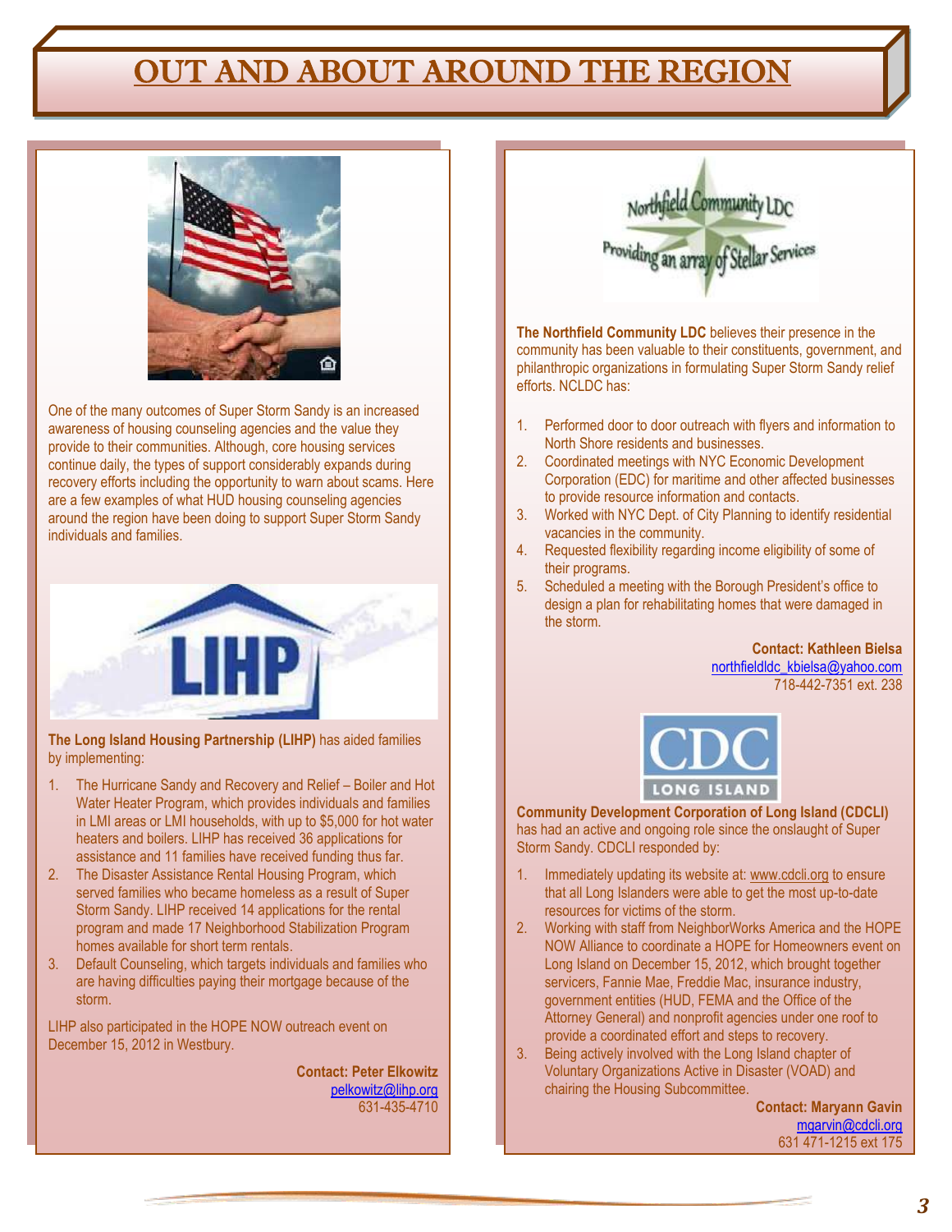# OUT AND ABOUT AROUND THE REGION

One of the many outcomes of Super Storm Sandy is an increased awareness of housing counseling agencies and the value they provide to their communities. Although, core housing services continue daily, the types of support considerably expands during recovery efforts including the opportunity to warn about scams. Here are a few examples of what HUD housing counseling agencies around the region have been doing to support Super Storm Sandy individuals and families.

**The Long Island Housing Partnership (LIHP)** has aided families by implementing:

1. The Hurricane Sandy and Recovery and Relief – Boiler and Hot Water Heater Program, which provides individuals and families in LMI areas or LMI households, with up to $5,000 for hot water heaters and boilers. LIHP has received 36 applications for assistance and 11 families have received funding thus far.
2. The Disaster Assistance Rental Housing Program, which served families who became homeless as a result of Super Storm Sandy. LIHP received 14 applications for the rental program and made 17 Neighborhood Stabilization Program homes available for short term rentals.
3. Default Counseling, which targets individuals and families who are having difficulties paying their mortgage because of the storm.

LIHP also participated in the HOPE NOW outreach event on December 15, 2012 in Westbury.

**Contact: Peter Elkowitz**
pelkowitz@lihp.org
631-435-4710

**The Northfield Community LDC** believes their presence in the community has been valuable to their constituents, government, and philanthropic organizations in formulating Super Storm Sandy relief efforts. NCLDC has:

1. Performed door to door outreach with flyers and information to North Shore residents and businesses.
2. Coordinated meetings with NYC Economic Development Corporation (EDC) for maritime and other affected businesses to provide resource information and contacts.
3. Worked with NYC Dept. of City Planning to identify residential vacancies in the community.
4. Requested flexibility regarding income eligibility of some of their programs.
5. Scheduled a meeting with the Borough President's office to design a plan for rehabilitating homes that were damaged in the storm.

**Contact: Kathleen Bielsa**
northfieldldc_kbielsa@yahoo.com
718-442-7351 ext. 238

**Community Development Corporation of Long Island (CDCLI)** has had an active and ongoing role since the onslaught of Super Storm Sandy. CDCLI responded by:

1. Immediately updating its website at: www.cdcli.org to ensure that all Long Islanders were able to get the most up-to-date resources for victims of the storm.
2. Working with staff from NeighborWorks America and the HOPE NOW Alliance to coordinate a HOPE for Homeowners event on Long Island on December 15, 2012, which brought together servicers, Fannie Mae, Freddie Mac, insurance industry, government entities (HUD, FEMA and the Office of the Attorney General) and nonprofit agencies under one roof to provide a coordinated effort and steps to recovery.
3. Being actively involved with the Long Island chapter of Voluntary Organizations Active in Disaster (VOAD) and chairing the Housing Subcommittee.

**Contact: Maryann Gavin**
mgarvin@cdcli.org
631 471-1215 ext 175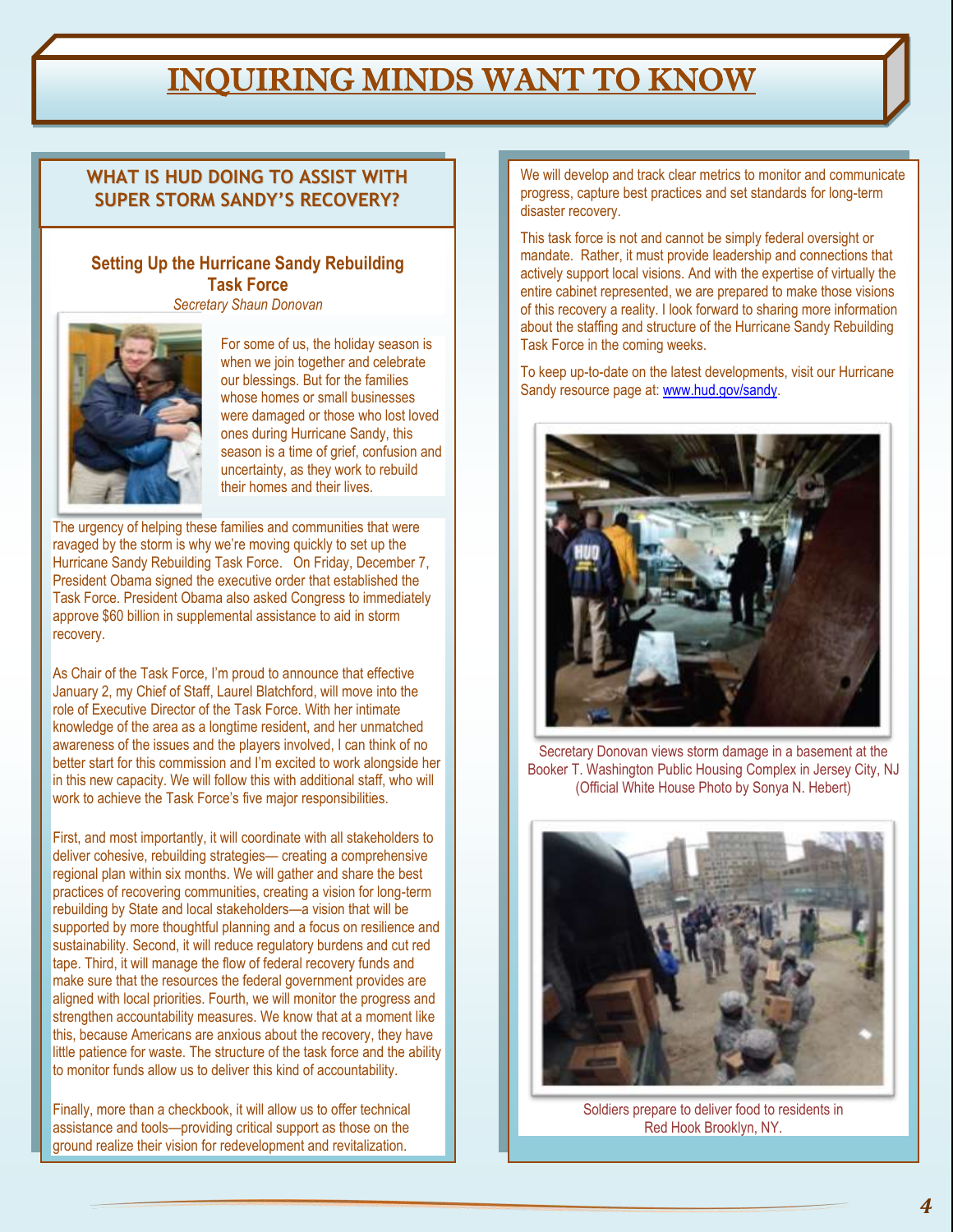# INQUIRING MINDS WANT TO KNOW

## WHAT IS HUD DOING TO ASSIST WITH SUPER STORM SANDY'S RECOVERY?

### Setting Up the Hurricane Sandy Rebuilding Task Force

*Secretary Shaun Donovan*

For some of us, the holiday season is when we join together and celebrate our blessings. But for the families whose homes or small businesses were damaged or those who lost loved ones during Hurricane Sandy, this season is a time of grief, confusion and uncertainty, as they work to rebuild their homes and their lives.

The urgency of helping these families and communities that were ravaged by the storm is why we're moving quickly to set up the Hurricane Sandy Rebuilding Task Force. On Friday, December 7, President Obama signed the executive order that established the Task Force. President Obama also asked Congress to immediately approve $60 billion in supplemental assistance to aid in storm recovery.

As Chair of the Task Force, I'm proud to announce that effective January 2, my Chief of Staff, Laurel Blatchford, will move into the role of Executive Director of the Task Force. With her intimate knowledge of the area as a longtime resident, and her unmatched awareness of the issues and the players involved, I can think of no better start for this commission and I'm excited to work alongside her in this new capacity. We will follow this with additional staff, who will work to achieve the Task Force's five major responsibilities.

First, and most importantly, it will coordinate with all stakeholders to deliver cohesive, rebuilding strategies— creating a comprehensive regional plan within six months. We will gather and share the best practices of recovering communities, creating a vision for long-term rebuilding by State and local stakeholders—a vision that will be supported by more thoughtful planning and a focus on resilience and sustainability. Second, it will reduce regulatory burdens and cut red tape. Third, it will manage the flow of federal recovery funds and make sure that the resources the federal government provides are aligned with local priorities. Fourth, we will monitor the progress and strengthen accountability measures. We know that at a moment like this, because Americans are anxious about the recovery, they have little patience for waste. The structure of the task force and the ability to monitor funds allow us to deliver this kind of accountability.

Finally, more than a checkbook, it will allow us to offer technical assistance and tools—providing critical support as those on the ground realize their vision for redevelopment and revitalization. We will develop and track clear metrics to monitor and communicate progress, capture best practices and set standards for long-term disaster recovery.

This task force is not and cannot be simply federal oversight or mandate. Rather, it must provide leadership and connections that actively support local visions. And with the expertise of virtually the entire cabinet represented, we are prepared to make those visions of this recovery a reality. I look forward to sharing more information about the staffing and structure of the Hurricane Sandy Rebuilding Task Force in the coming weeks.

To keep up-to-date on the latest developments, visit our Hurricane Sandy resource page at: www.hud.gov/sandy.

Secretary Donovan views storm damage in a basement at the Booker T. Washington Public Housing Complex in Jersey City, NJ (Official White House Photo by Sonya N. Hebert)

Soldiers prepare to deliver food to residents in Red Hook Brooklyn, NY.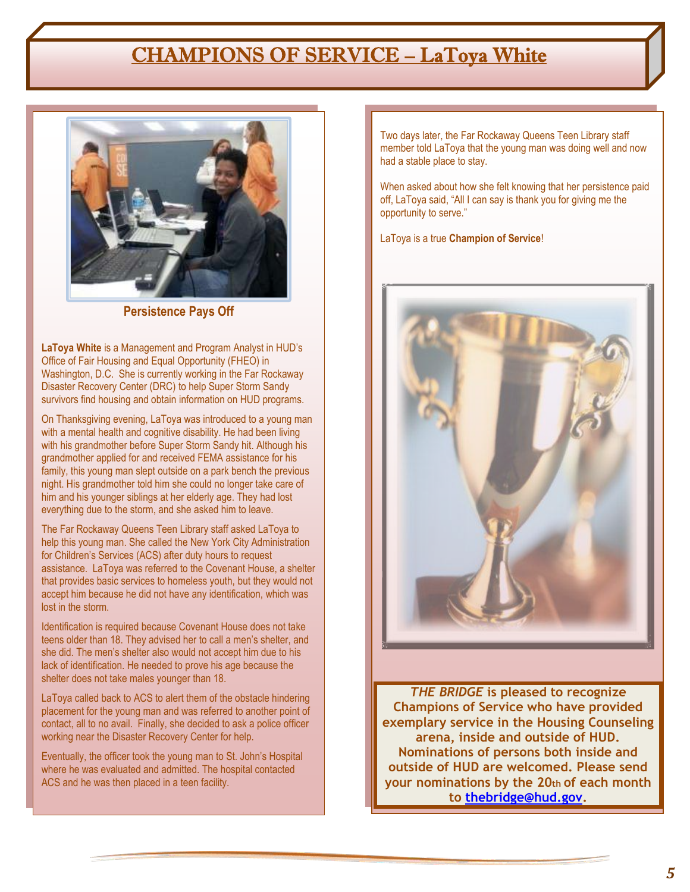# CHAMPIONS OF SERVICE – LaToya White

**Persistence Pays Off**

**LaToya White** is a Management and Program Analyst in HUD's Office of Fair Housing and Equal Opportunity (FHEO) in Washington, D.C. She is currently working in the Far Rockaway Disaster Recovery Center (DRC) to help Super Storm Sandy survivors find housing and obtain information on HUD programs.

On Thanksgiving evening, LaToya was introduced to a young man with a mental health and cognitive disability. He had been living with his grandmother before Super Storm Sandy hit. Although his grandmother applied for and received FEMA assistance for his family, this young man slept outside on a park bench the previous night. His grandmother told him she could no longer take care of him and his younger siblings at her elderly age. They had lost everything due to the storm, and she asked him to leave.

The Far Rockaway Queens Teen Library staff asked LaToya to help this young man. She called the New York City Administration for Children's Services (ACS) after duty hours to request assistance. LaToya was referred to the Covenant House, a shelter that provides basic services to homeless youth, but they would not accept him because he did not have any identification, which was lost in the storm.

Identification is required because Covenant House does not take teens older than 18. They advised her to call a men's shelter, and she did. The men's shelter also would not accept him due to his lack of identification. He needed to prove his age because the shelter does not take males younger than 18.

LaToya called back to ACS to alert them of the obstacle hindering placement for the young man and was referred to another point of contact, all to no avail. Finally, she decided to ask a police officer working near the Disaster Recovery Center for help.

Eventually, the officer took the young man to St. John's Hospital where he was evaluated and admitted. The hospital contacted ACS and he was then placed in a teen facility.

Two days later, the Far Rockaway Queens Teen Library staff member told LaToya that the young man was doing well and now had a stable place to stay.

When asked about how she felt knowing that her persistence paid off, LaToya said, "All I can say is thank you for giving me the opportunity to serve."

LaToya is a true **Champion of Service**!

***THE BRIDGE* is pleased to recognize Champions of Service who have provided exemplary service in the Housing Counseling arena, inside and outside of HUD. Nominations of persons both inside and outside of HUD are welcomed. Please send your nominations by the 20th of each month to thebridge@hud.gov.**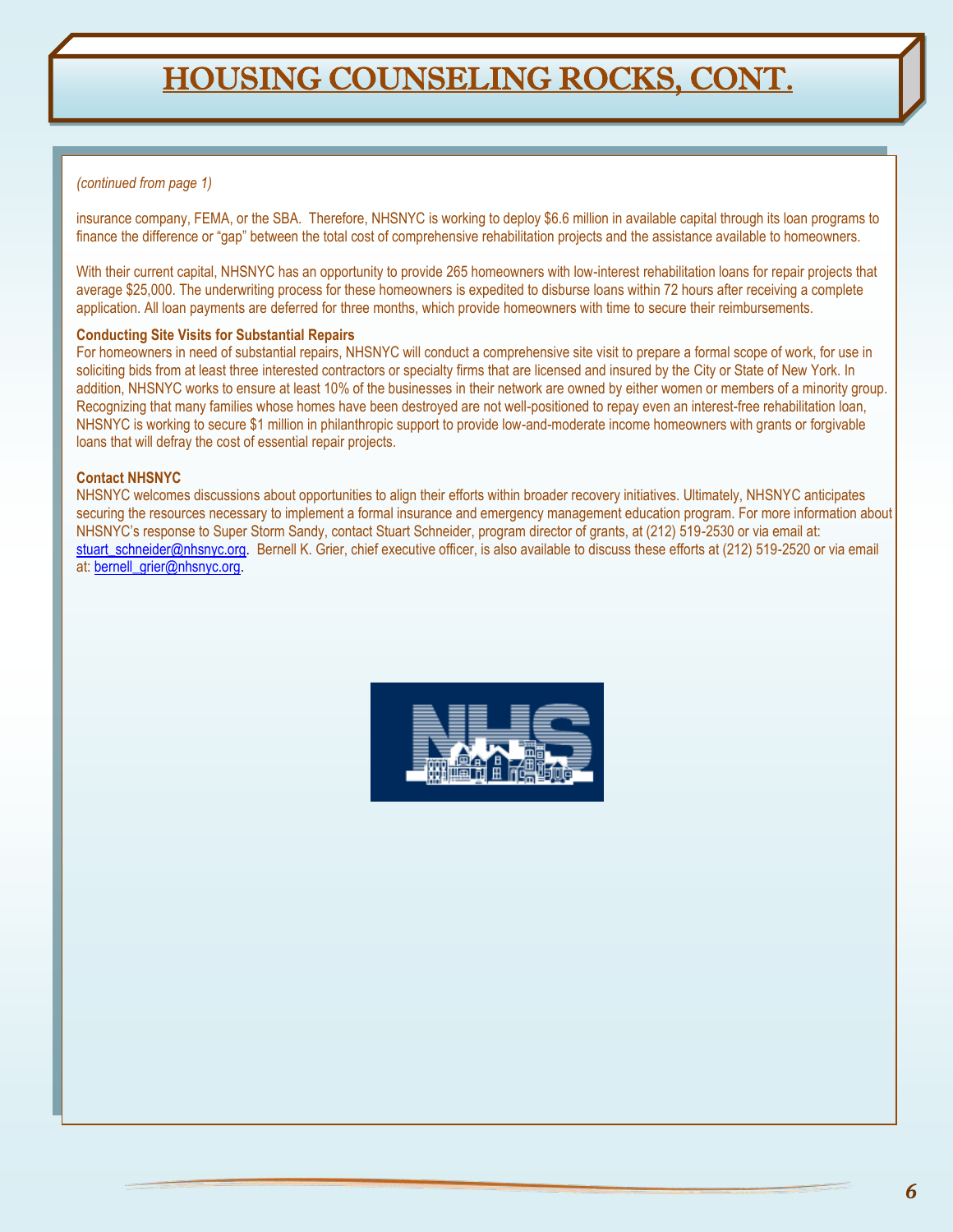# HOUSING COUNSELING ROCKS, CONT.

*(continued from page 1)*

insurance company, FEMA, or the SBA. Therefore, NHSNYC is working to deploy $6.6 million in available capital through its loan programs to finance the difference or "gap" between the total cost of comprehensive rehabilitation projects and the assistance available to homeowners.

With their current capital, NHSNYC has an opportunity to provide 265 homeowners with low-interest rehabilitation loans for repair projects that average $25,000. The underwriting process for these homeowners is expedited to disburse loans within 72 hours after receiving a complete application. All loan payments are deferred for three months, which provide homeowners with time to secure their reimbursements.

**Conducting Site Visits for Substantial Repairs**

For homeowners in need of substantial repairs, NHSNYC will conduct a comprehensive site visit to prepare a formal scope of work, for use in soliciting bids from at least three interested contractors or specialty firms that are licensed and insured by the City or State of New York. In addition, NHSNYC works to ensure at least 10% of the businesses in their network are owned by either women or members of a minority group. Recognizing that many families whose homes have been destroyed are not well-positioned to repay even an interest-free rehabilitation loan, NHSNYC is working to secure $1 million in philanthropic support to provide low-and-moderate income homeowners with grants or forgivable loans that will defray the cost of essential repair projects.

**Contact NHSNYC**

NHSNYC welcomes discussions about opportunities to align their efforts within broader recovery initiatives. Ultimately, NHSNYC anticipates securing the resources necessary to implement a formal insurance and emergency management education program. For more information about NHSNYC's response to Super Storm Sandy, contact Stuart Schneider, program director of grants, at (212) 519-2530 or via email at: stuart_schneider@nhsnyc.org. Bernell K. Grier, chief executive officer, is also available to discuss these efforts at (212) 519-2520 or via email at: bernell_grier@nhsnyc.org.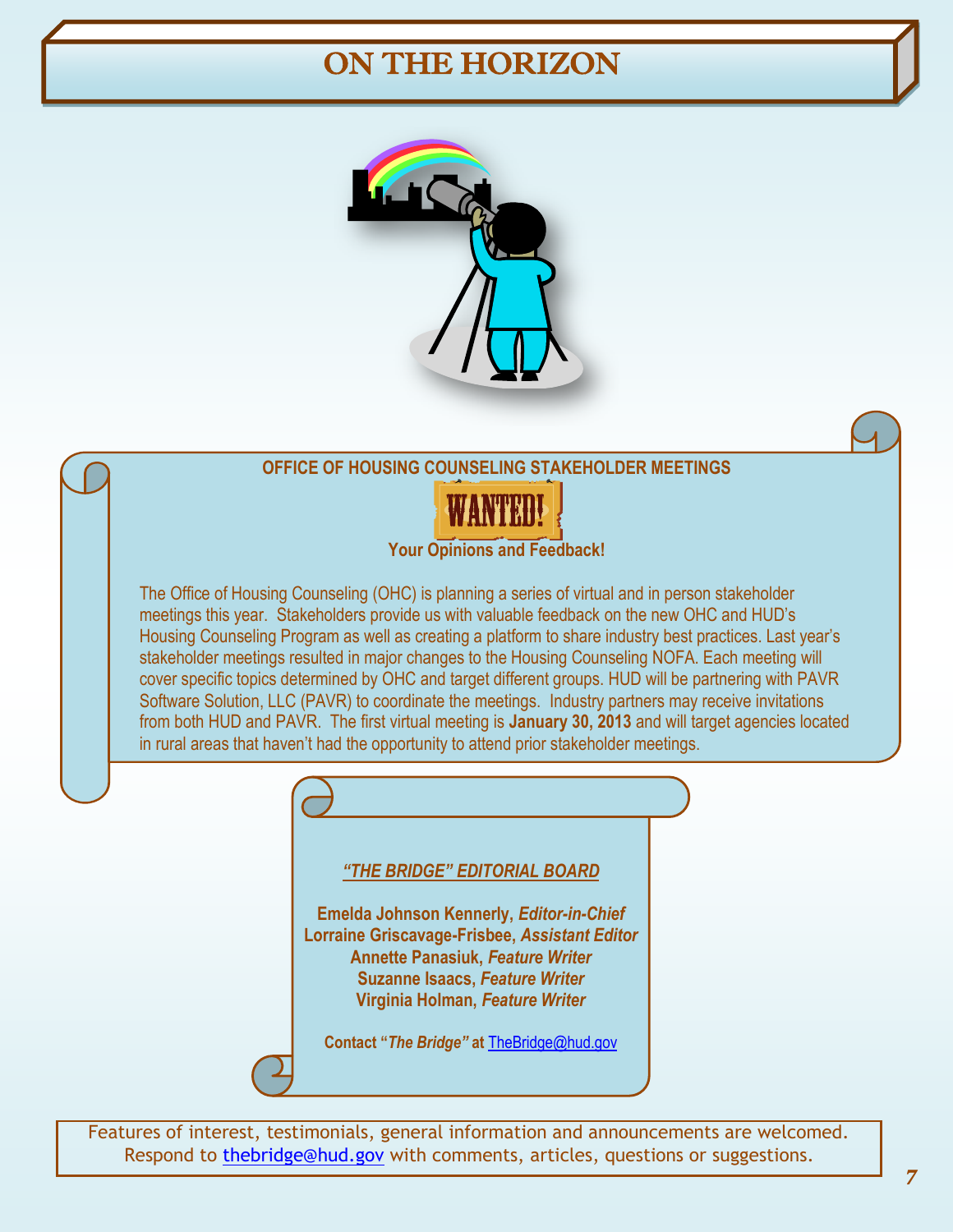# ON THE HORIZON

## OFFICE OF HOUSING COUNSELING STAKEHOLDER MEETINGS

WANTED!

**Your Opinions and Feedback!**

The Office of Housing Counseling (OHC) is planning a series of virtual and in person stakeholder meetings this year. Stakeholders provide us with valuable feedback on the new OHC and HUD's Housing Counseling Program as well as creating a platform to share industry best practices. Last year's stakeholder meetings resulted in major changes to the Housing Counseling NOFA. Each meeting will cover specific topics determined by OHC and target different groups. HUD will be partnering with PAVR Software Solution, LLC (PAVR) to coordinate the meetings. Industry partners may receive invitations from both HUD and PAVR. The first virtual meeting is **January 30, 2013** and will target agencies located in rural areas that haven't had the opportunity to attend prior stakeholder meetings.

## *"THE BRIDGE" EDITORIAL BOARD*

**Emelda Johnson Kennerly, *Editor-in-Chief***
**Lorraine Griscavage-Frisbee, *Assistant Editor***
**Annette Panasiuk, *Feature Writer***
**Suzanne Isaacs, *Feature Writer***
**Virginia Holman, *Feature Writer***

**Contact "*The Bridge*" at** TheBridge@hud.gov

Features of interest, testimonials, general information and announcements are welcomed. Respond to thebridge@hud.gov with comments, articles, questions or suggestions.